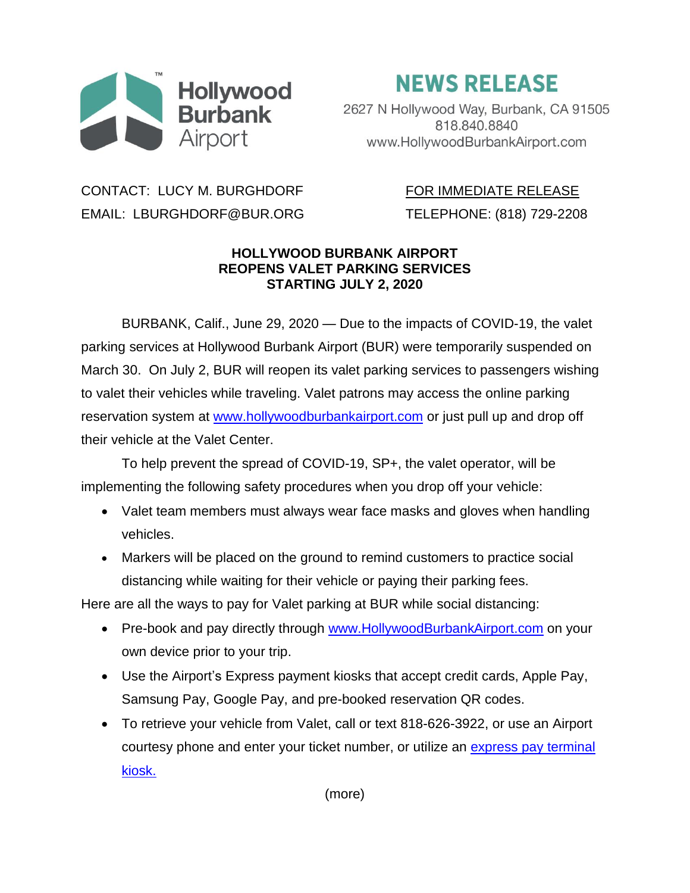Hollywood Burbank Airport

# NEWS RELEASE

2627 N Hollywood Way, Burbank, CA 91505
818.840.8840
www.HollywoodBurbankAirport.com

CONTACT: LUCY M. BURGHDORF
EMAIL: LBURGHDORF@BUR.ORG

FOR IMMEDIATE RELEASE
TELEPHONE: (818) 729-2208

**HOLLYWOOD BURBANK AIRPORT**
**REOPENS VALET PARKING SERVICES**
**STARTING JULY 2, 2020**

BURBANK, Calif., June 29, 2020 — Due to the impacts of COVID-19, the valet parking services at Hollywood Burbank Airport (BUR) were temporarily suspended on March 30. On July 2, BUR will reopen its valet parking services to passengers wishing to valet their vehicles while traveling. Valet patrons may access the online parking reservation system at www.hollywoodburbankairport.com or just pull up and drop off their vehicle at the Valet Center.

To help prevent the spread of COVID-19, SP+, the valet operator, will be implementing the following safety procedures when you drop off your vehicle:

- Valet team members must always wear face masks and gloves when handling vehicles.
- Markers will be placed on the ground to remind customers to practice social distancing while waiting for their vehicle or paying their parking fees.

Here are all the ways to pay for Valet parking at BUR while social distancing:

- Pre-book and pay directly through www.HollywoodBurbankAirport.com on your own device prior to your trip.
- Use the Airport's Express payment kiosks that accept credit cards, Apple Pay, Samsung Pay, Google Pay, and pre-booked reservation QR codes.
- To retrieve your vehicle from Valet, call or text 818-626-3922, or use an Airport courtesy phone and enter your ticket number, or utilize an express pay terminal kiosk.

(more)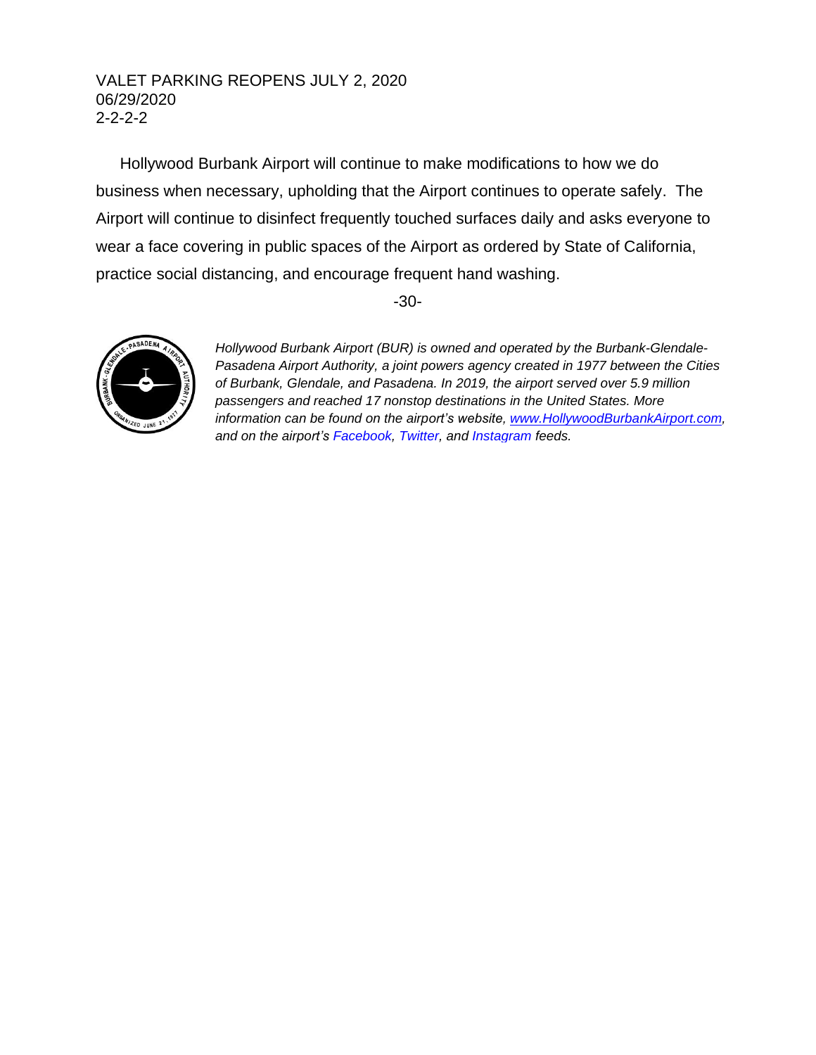VALET PARKING REOPENS JULY 2, 2020
06/29/2020
2-2-2-2

Hollywood Burbank Airport will continue to make modifications to how we do business when necessary, upholding that the Airport continues to operate safely. The Airport will continue to disinfect frequently touched surfaces daily and asks everyone to wear a face covering in public spaces of the Airport as ordered by State of California, practice social distancing, and encourage frequent hand washing.

-30-

*Hollywood Burbank Airport (BUR) is owned and operated by the Burbank-Glendale-Pasadena Airport Authority, a joint powers agency created in 1977 between the Cities of Burbank, Glendale, and Pasadena. In 2019, the airport served over 5.9 million passengers and reached 17 nonstop destinations in the United States. More information can be found on the airport's website, www.HollywoodBurbankAirport.com, and on the airport's Facebook, Twitter, and Instagram feeds.*